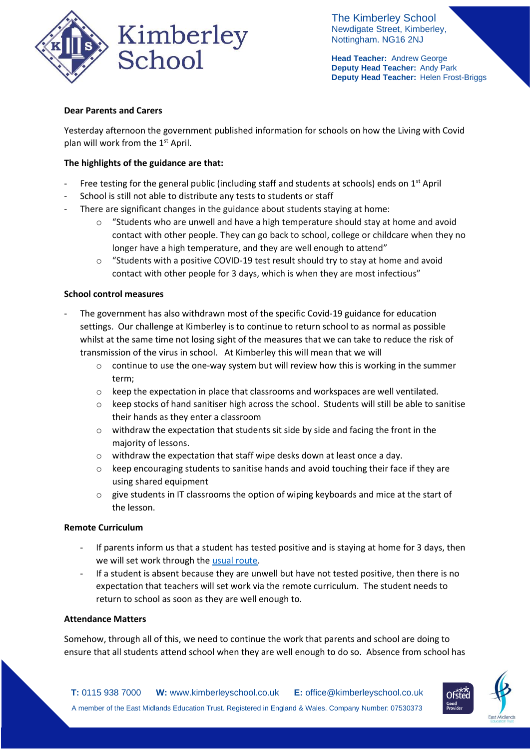The Kimberley School
Newdigate Street, Kimberley,
Nottingham. NG16 2NJ

**Head Teacher:** Andrew George
**Deputy Head Teacher:** Andy Park
**Deputy Head Teacher:** Helen Frost-Briggs

**Dear Parents and Carers**

Yesterday afternoon the government published information for schools on how the Living with Covid plan will work from the 1st April.

**The highlights of the guidance are that:**

- Free testing for the general public (including staff and students at schools) ends on 1st April
- School is still not able to distribute any tests to students or staff
- There are significant changes in the guidance about students staying at home:
    - "Students who are unwell and have a high temperature should stay at home and avoid contact with other people. They can go back to school, college or childcare when they no longer have a high temperature, and they are well enough to attend"
    - "Students with a positive COVID-19 test result should try to stay at home and avoid contact with other people for 3 days, which is when they are most infectious"

**School control measures**

- The government has also withdrawn most of the specific Covid-19 guidance for education settings. Our challenge at Kimberley is to continue to return school to as normal as possible whilst at the same time not losing sight of the measures that we can take to reduce the risk of transmission of the virus in school. At Kimberley this will mean that we will
    - continue to use the one-way system but will review how this is working in the summer term;
    - keep the expectation in place that classrooms and workspaces are well ventilated.
    - keep stocks of hand sanitiser high across the school. Students will still be able to sanitise their hands as they enter a classroom
    - withdraw the expectation that students sit side by side and facing the front in the majority of lessons.
    - withdraw the expectation that staff wipe desks down at least once a day.
    - keep encouraging students to sanitise hands and avoid touching their face if they are using shared equipment
    - give students in IT classrooms the option of wiping keyboards and mice at the start of the lesson.

**Remote Curriculum**

- If parents inform us that a student has tested positive and is staying at home for 3 days, then we will set work through the usual route.
- If a student is absent because they are unwell but have not tested positive, then there is no expectation that teachers will set work via the remote curriculum. The student needs to return to school as soon as they are well enough to.

**Attendance Matters**

Somehow, through all of this, we need to continue the work that parents and school are doing to ensure that all students attend school when they are well enough to do so. Absence from school has

**T:** 0115 938 7000 **W:** www.kimberleyschool.co.uk **E:** office@kimberleyschool.co.uk
A member of the East Midlands Education Trust. Registered in England & Wales. Company Number: 07530373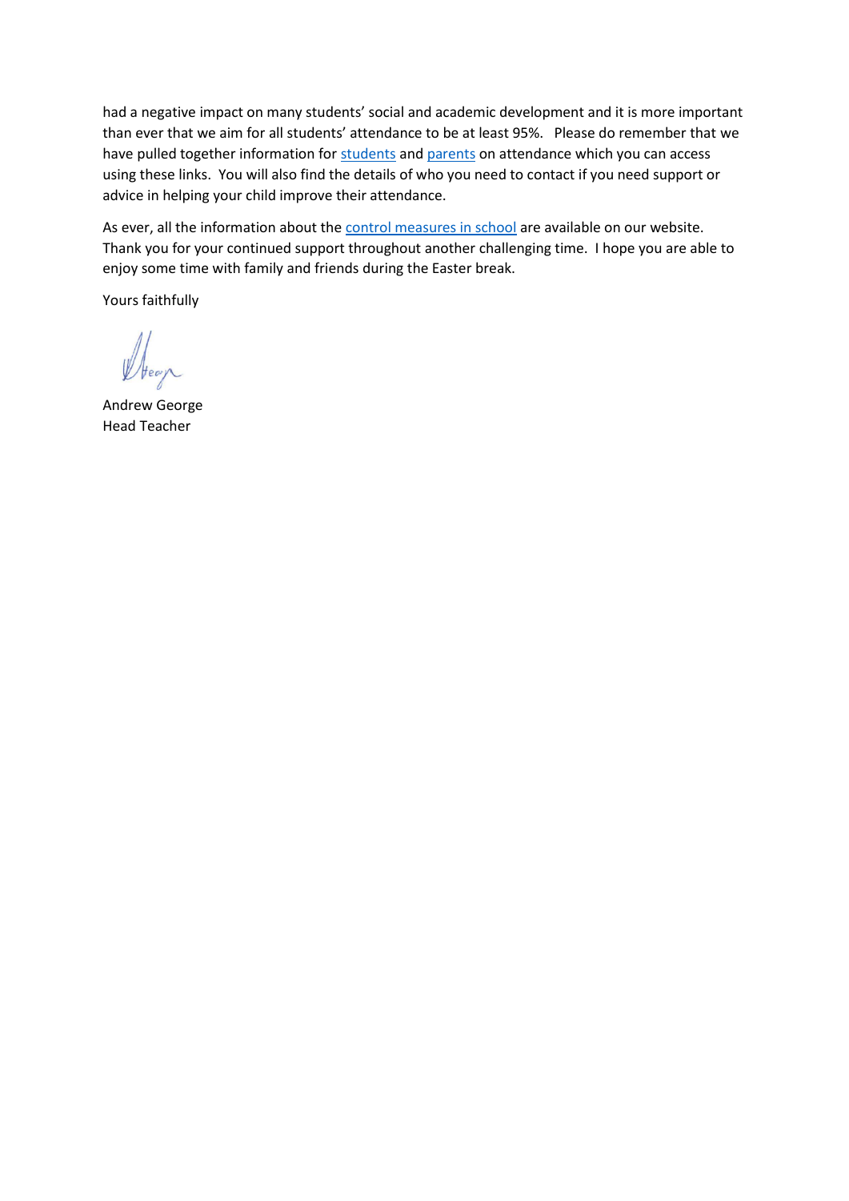had a negative impact on many students' social and academic development and it is more important than ever that we aim for all students' attendance to be at least 95%. Please do remember that we have pulled together information for students and parents on attendance which you can access using these links. You will also find the details of who you need to contact if you need support or advice in helping your child improve their attendance.

As ever, all the information about the control measures in school are available on our website. Thank you for your continued support throughout another challenging time. I hope you are able to enjoy some time with family and friends during the Easter break.

Yours faithfully

Andrew George
Head Teacher